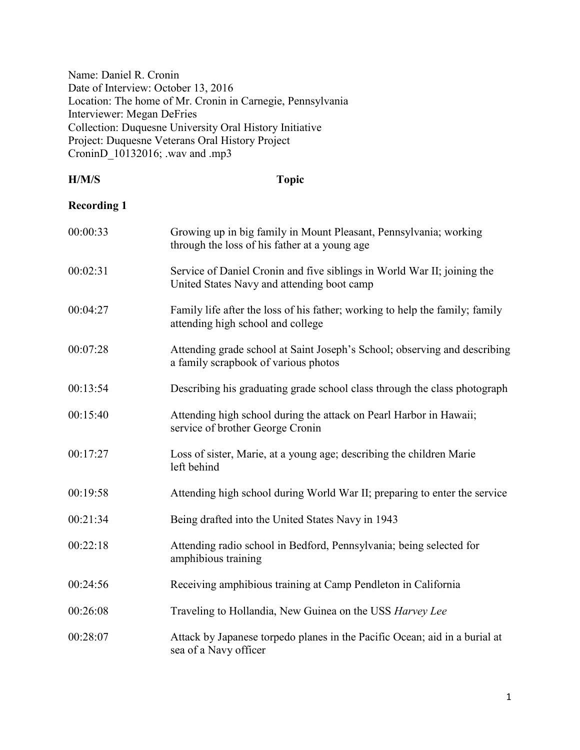Name: Daniel R. Cronin
Date of Interview: October 13, 2016
Location: The home of Mr. Cronin in Carnegie, Pennsylvania
Interviewer: Megan DeFries
Collection: Duquesne University Oral History Initiative
Project: Duquesne Veterans Oral History Project
CroninD_10132016; .wav and .mp3

| **H/M/S** | **Topic** |
|---|---|
| **Recording 1** | |
| 00:00:33 | Growing up in big family in Mount Pleasant, Pennsylvania; working through the loss of his father at a young age |
| 00:02:31 | Service of Daniel Cronin and five siblings in World War II; joining the United States Navy and attending boot camp |
| 00:04:27 | Family life after the loss of his father; working to help the family; family attending high school and college |
| 00:07:28 | Attending grade school at Saint Joseph's School; observing and describing a family scrapbook of various photos |
| 00:13:54 | Describing his graduating grade school class through the class photograph |
| 00:15:40 | Attending high school during the attack on Pearl Harbor in Hawaii; service of brother George Cronin |
| 00:17:27 | Loss of sister, Marie, at a young age; describing the children Marie left behind |
| 00:19:58 | Attending high school during World War II; preparing to enter the service |
| 00:21:34 | Being drafted into the United States Navy in 1943 |
| 00:22:18 | Attending radio school in Bedford, Pennsylvania; being selected for amphibious training |
| 00:24:56 | Receiving amphibious training at Camp Pendleton in California |
| 00:26:08 | Traveling to Hollandia, New Guinea on the USS *Harvey Lee* |
| 00:28:07 | Attack by Japanese torpedo planes in the Pacific Ocean; aid in a burial at sea of a Navy officer |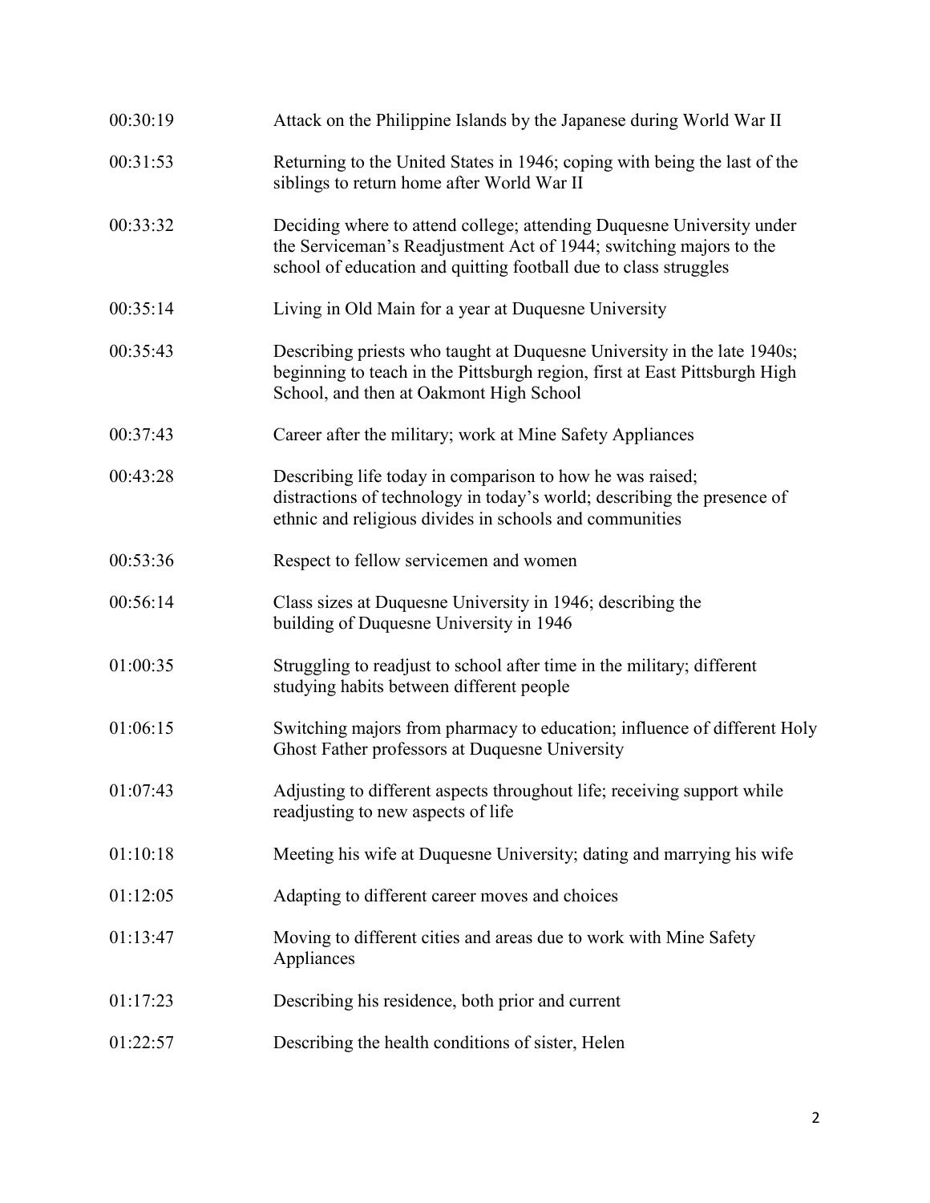| | |
|---|---|
| 00:30:19 | Attack on the Philippine Islands by the Japanese during World War II |
| 00:31:53 | Returning to the United States in 1946; coping with being the last of the siblings to return home after World War II |
| 00:33:32 | Deciding where to attend college; attending Duquesne University under the Serviceman's Readjustment Act of 1944; switching majors to the school of education and quitting football due to class struggles |
| 00:35:14 | Living in Old Main for a year at Duquesne University |
| 00:35:43 | Describing priests who taught at Duquesne University in the late 1940s; beginning to teach in the Pittsburgh region, first at East Pittsburgh High School, and then at Oakmont High School |
| 00:37:43 | Career after the military; work at Mine Safety Appliances |
| 00:43:28 | Describing life today in comparison to how he was raised; distractions of technology in today's world; describing the presence of ethnic and religious divides in schools and communities |
| 00:53:36 | Respect to fellow servicemen and women |
| 00:56:14 | Class sizes at Duquesne University in 1946; describing the building of Duquesne University in 1946 |
| 01:00:35 | Struggling to readjust to school after time in the military; different studying habits between different people |
| 01:06:15 | Switching majors from pharmacy to education; influence of different Holy Ghost Father professors at Duquesne University |
| 01:07:43 | Adjusting to different aspects throughout life; receiving support while readjusting to new aspects of life |
| 01:10:18 | Meeting his wife at Duquesne University; dating and marrying his wife |
| 01:12:05 | Adapting to different career moves and choices |
| 01:13:47 | Moving to different cities and areas due to work with Mine Safety Appliances |
| 01:17:23 | Describing his residence, both prior and current |
| 01:22:57 | Describing the health conditions of sister, Helen |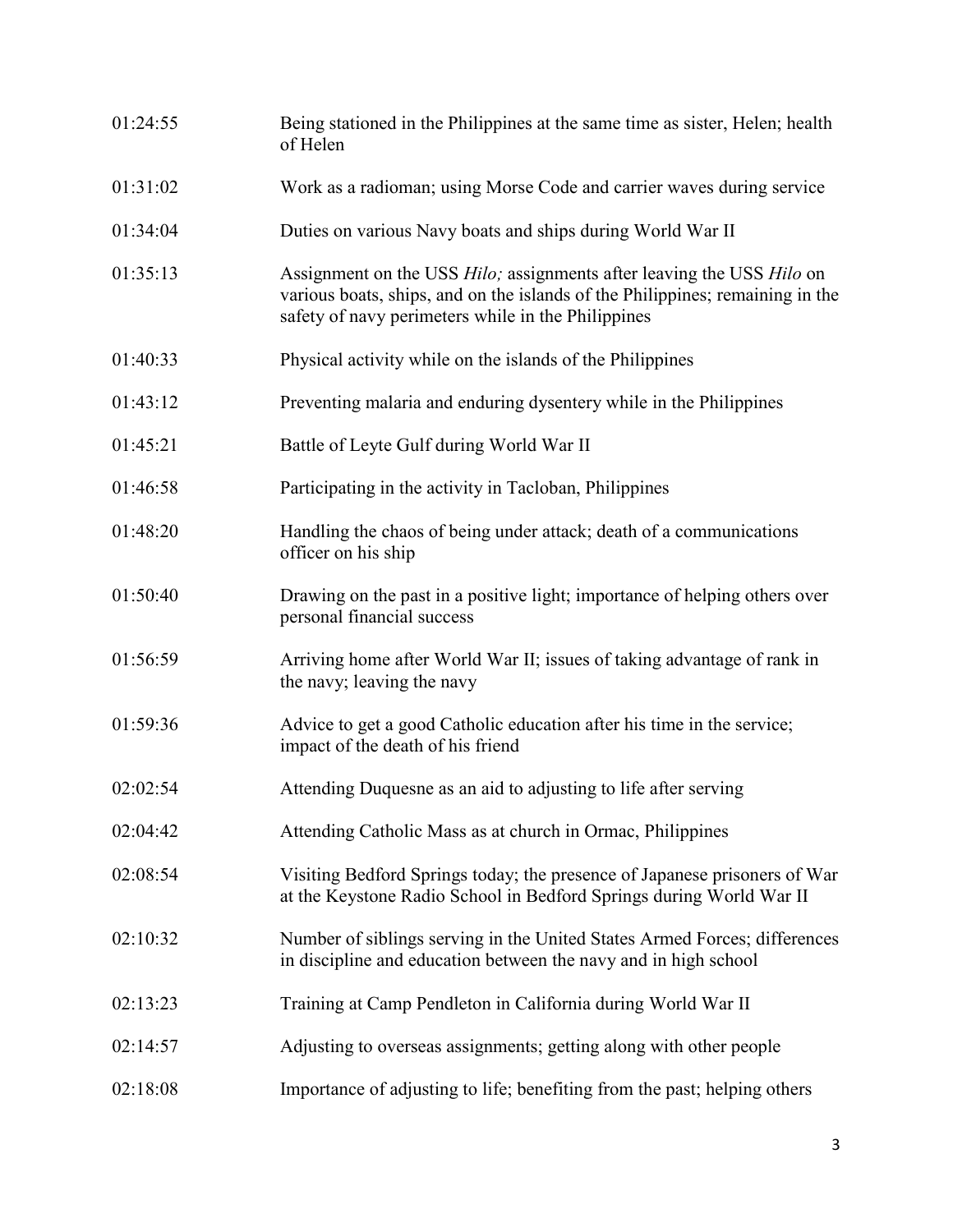| | |
|---|---|
| 01:24:55 | Being stationed in the Philippines at the same time as sister, Helen; health of Helen |
| 01:31:02 | Work as a radioman; using Morse Code and carrier waves during service |
| 01:34:04 | Duties on various Navy boats and ships during World War II |
| 01:35:13 | Assignment on the USS *Hilo;* assignments after leaving the USS *Hilo* on various boats, ships, and on the islands of the Philippines; remaining in the safety of navy perimeters while in the Philippines |
| 01:40:33 | Physical activity while on the islands of the Philippines |
| 01:43:12 | Preventing malaria and enduring dysentery while in the Philippines |
| 01:45:21 | Battle of Leyte Gulf during World War II |
| 01:46:58 | Participating in the activity in Tacloban, Philippines |
| 01:48:20 | Handling the chaos of being under attack; death of a communications officer on his ship |
| 01:50:40 | Drawing on the past in a positive light; importance of helping others over personal financial success |
| 01:56:59 | Arriving home after World War II; issues of taking advantage of rank in the navy; leaving the navy |
| 01:59:36 | Advice to get a good Catholic education after his time in the service; impact of the death of his friend |
| 02:02:54 | Attending Duquesne as an aid to adjusting to life after serving |
| 02:04:42 | Attending Catholic Mass as at church in Ormac, Philippines |
| 02:08:54 | Visiting Bedford Springs today; the presence of Japanese prisoners of War at the Keystone Radio School in Bedford Springs during World War II |
| 02:10:32 | Number of siblings serving in the United States Armed Forces; differences in discipline and education between the navy and in high school |
| 02:13:23 | Training at Camp Pendleton in California during World War II |
| 02:14:57 | Adjusting to overseas assignments; getting along with other people |
| 02:18:08 | Importance of adjusting to life; benefiting from the past; helping others |